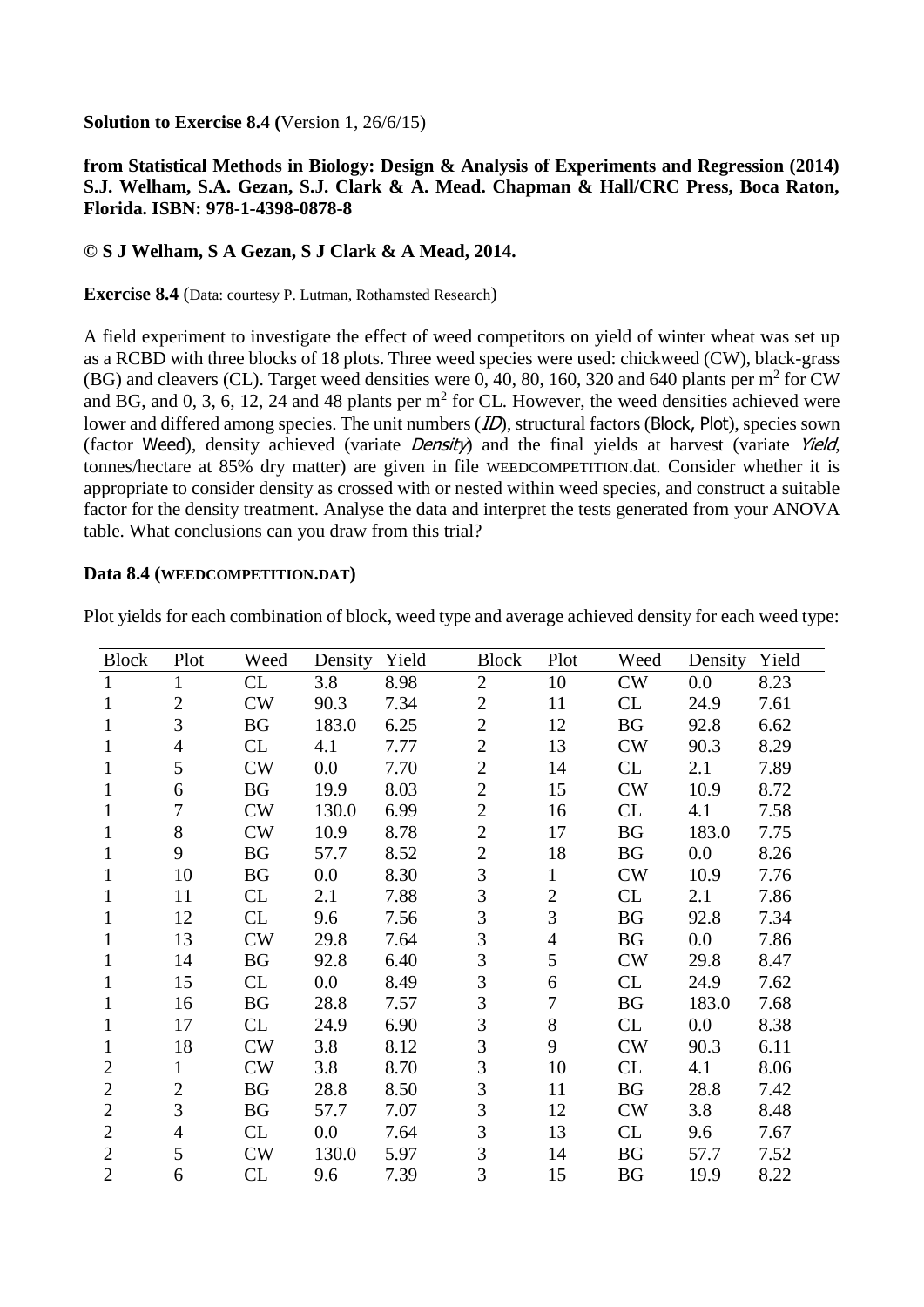**Solution to Exercise 8.4 (**Version 1, 26/6/15)

**from Statistical Methods in Biology: Design & Analysis of Experiments and Regression (2014) S.J. Welham, S.A. Gezan, S.J. Clark & A. Mead. Chapman & Hall/CRC Press, Boca Raton, Florida. ISBN: 978-1-4398-0878-8**

**© S J Welham, S A Gezan, S J Clark & A Mead, 2014.**

**Exercise 8.4** (Data: courtesy P. Lutman, Rothamsted Research)

A field experiment to investigate the effect of weed competitors on yield of winter wheat was set up as a RCBD with three blocks of 18 plots. Three weed species were used: chickweed (CW), black-grass (BG) and cleavers (CL). Target weed densities were 0, 40, 80, 160, 320 and 640 plants per $m^2$ for CW and BG, and 0, 3, 6, 12, 24 and 48 plants per $m^2$ for CL. However, the weed densities achieved were lower and differed among species. The unit numbers (*ID*), structural factors (Block, Plot), species sown (factor Weed), density achieved (variate *Density*) and the final yields at harvest (variate *Yield*, tonnes/hectare at 85% dry matter) are given in file WEEDCOMPETITION.dat. Consider whether it is appropriate to consider density as crossed with or nested within weed species, and construct a suitable factor for the density treatment. Analyse the data and interpret the tests generated from your ANOVA table. What conclusions can you draw from this trial?

**Data 8.4 (WEEDCOMPETITION.DAT)**

Plot yields for each combination of block, weed type and average achieved density for each weed type:

| Block | Plot | Weed | Density | Yield | Block | Plot | Weed | Density | Yield |
|---|---|---|---|---|---|---|---|---|---|
| 1 | 1 | CL | 3.8 | 8.98 | 2 | 10 | CW | 0.0 | 8.23 |
| 1 | 2 | CW | 90.3 | 7.34 | 2 | 11 | CL | 24.9 | 7.61 |
| 1 | 3 | BG | 183.0 | 6.25 | 2 | 12 | BG | 92.8 | 6.62 |
| 1 | 4 | CL | 4.1 | 7.77 | 2 | 13 | CW | 90.3 | 8.29 |
| 1 | 5 | CW | 0.0 | 7.70 | 2 | 14 | CL | 2.1 | 7.89 |
| 1 | 6 | BG | 19.9 | 8.03 | 2 | 15 | CW | 10.9 | 8.72 |
| 1 | 7 | CW | 130.0 | 6.99 | 2 | 16 | CL | 4.1 | 7.58 |
| 1 | 8 | CW | 10.9 | 8.78 | 2 | 17 | BG | 183.0 | 7.75 |
| 1 | 9 | BG | 57.7 | 8.52 | 2 | 18 | BG | 0.0 | 8.26 |
| 1 | 10 | BG | 0.0 | 8.30 | 3 | 1 | CW | 10.9 | 7.76 |
| 1 | 11 | CL | 2.1 | 7.88 | 3 | 2 | CL | 2.1 | 7.86 |
| 1 | 12 | CL | 9.6 | 7.56 | 3 | 3 | BG | 92.8 | 7.34 |
| 1 | 13 | CW | 29.8 | 7.64 | 3 | 4 | BG | 0.0 | 7.86 |
| 1 | 14 | BG | 92.8 | 6.40 | 3 | 5 | CW | 29.8 | 8.47 |
| 1 | 15 | CL | 0.0 | 8.49 | 3 | 6 | CL | 24.9 | 7.62 |
| 1 | 16 | BG | 28.8 | 7.57 | 3 | 7 | BG | 183.0 | 7.68 |
| 1 | 17 | CL | 24.9 | 6.90 | 3 | 8 | CL | 0.0 | 8.38 |
| 1 | 18 | CW | 3.8 | 8.12 | 3 | 9 | CW | 90.3 | 6.11 |
| 2 | 1 | CW | 3.8 | 8.70 | 3 | 10 | CL | 4.1 | 8.06 |
| 2 | 2 | BG | 28.8 | 8.50 | 3 | 11 | BG | 28.8 | 7.42 |
| 2 | 3 | BG | 57.7 | 7.07 | 3 | 12 | CW | 3.8 | 8.48 |
| 2 | 4 | CL | 0.0 | 7.64 | 3 | 13 | CL | 9.6 | 7.67 |
| 2 | 5 | CW | 130.0 | 5.97 | 3 | 14 | BG | 57.7 | 7.52 |
| 2 | 6 | CL | 9.6 | 7.39 | 3 | 15 | BG | 19.9 | 8.22 |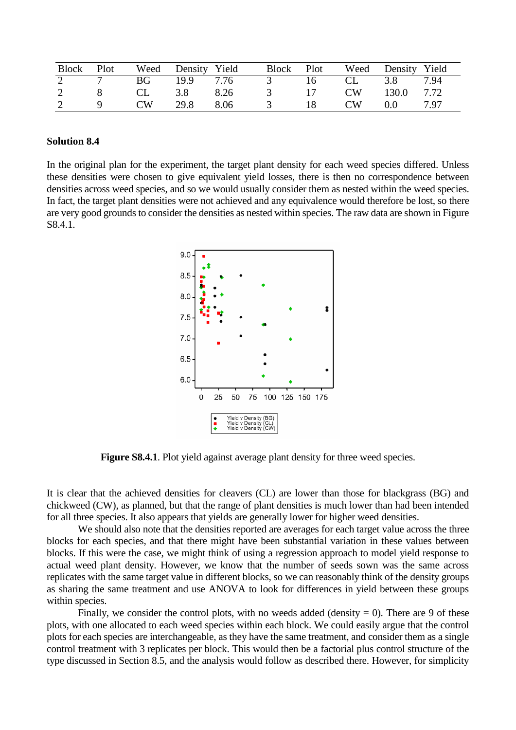| Block | Plot | Weed | Density | Yield | Block | Plot | Weed | Density | Yield |
|---|---|---|---|---|---|---|---|---|---|
| 2 | 7 | BG | 19.9 | 7.76 | 3 | 16 | CL | 3.8 | 7.94 |
| 2 | 8 | CL | 3.8 | 8.26 | 3 | 17 | CW | 130.0 | 7.72 |
| 2 | 9 | CW | 29.8 | 8.06 | 3 | 18 | CW | 0.0 | 7.97 |

### Solution 8.4

In the original plan for the experiment, the target plant density for each weed species differed. Unless these densities were chosen to give equivalent yield losses, there is then no correspondence between densities across weed species, and so we would usually consider them as nested within the weed species. In fact, the target plant densities were not achieved and any equivalence would therefore be lost, so there are very good grounds to consider the densities as nested within species. The raw data are shown in Figure S8.4.1.

**Figure S8.4.1**. Plot yield against average plant density for three weed species.

It is clear that the achieved densities for cleavers (CL) are lower than those for blackgrass (BG) and chickweed (CW), as planned, but that the range of plant densities is much lower than had been intended for all three species. It also appears that yields are generally lower for higher weed densities.

We should also note that the densities reported are averages for each target value across the three blocks for each species, and that there might have been substantial variation in these values between blocks. If this were the case, we might think of using a regression approach to model yield response to actual weed plant density. However, we know that the number of seeds sown was the same across replicates with the same target value in different blocks, so we can reasonably think of the density groups as sharing the same treatment and use ANOVA to look for differences in yield between these groups within species.

Finally, we consider the control plots, with no weeds added (density = 0). There are 9 of these plots, with one allocated to each weed species within each block. We could easily argue that the control plots for each species are interchangeable, as they have the same treatment, and consider them as a single control treatment with 3 replicates per block. This would then be a factorial plus control structure of the type discussed in Section 8.5, and the analysis would follow as described there. However, for simplicity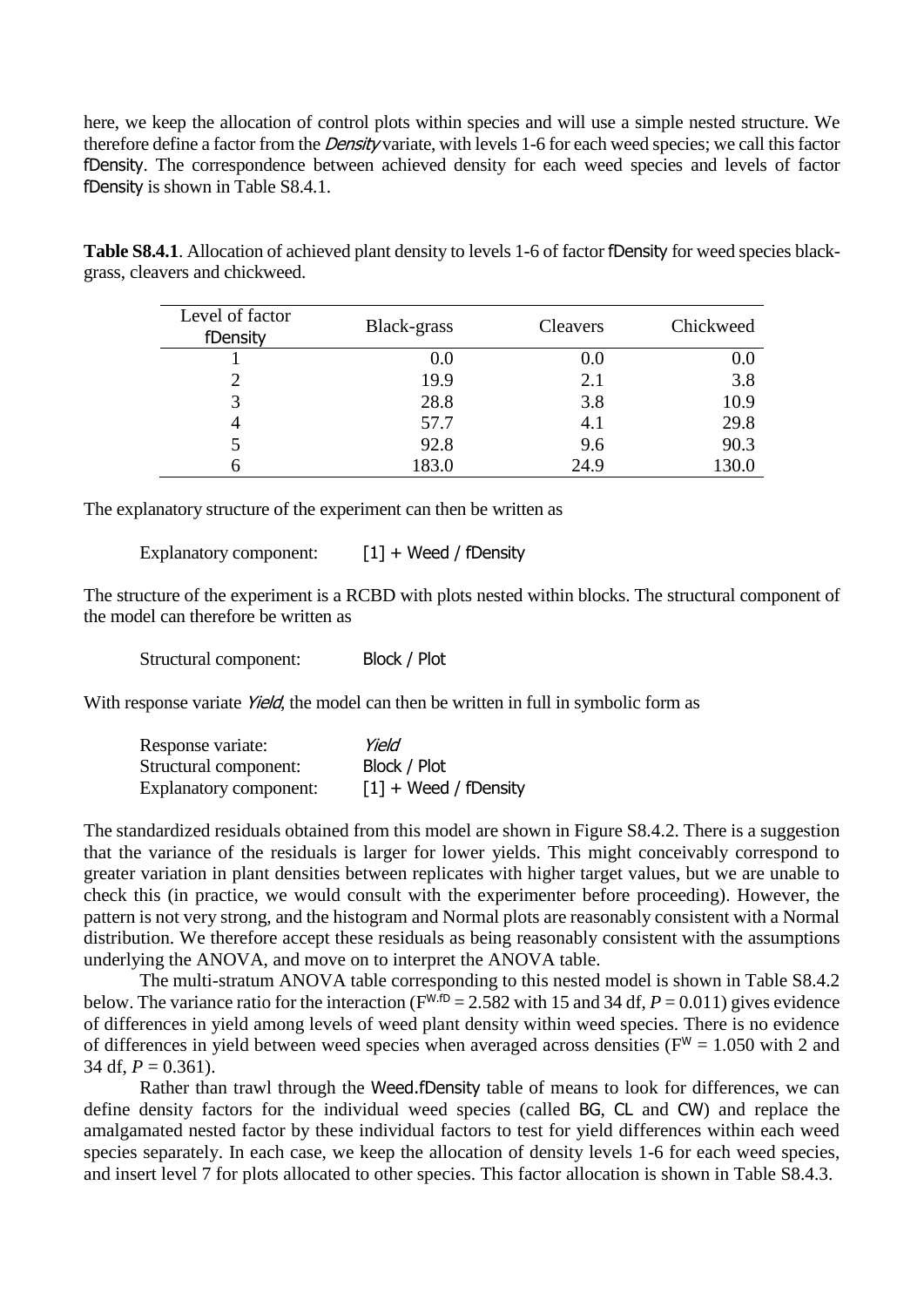here, we keep the allocation of control plots within species and will use a simple nested structure. We therefore define a factor from the *Density* variate, with levels 1-6 for each weed species; we call this factor fDensity. The correspondence between achieved density for each weed species and levels of factor fDensity is shown in Table S8.4.1.

**Table S8.4.1**. Allocation of achieved plant density to levels 1-6 of factor fDensity for weed species black-grass, cleavers and chickweed.

| Level of factor fDensity | Black-grass | Cleavers | Chickweed |
|---|---|---|---|
| 1 | 0.0 | 0.0 | 0.0 |
| 2 | 19.9 | 2.1 | 3.8 |
| 3 | 28.8 | 3.8 | 10.9 |
| 4 | 57.7 | 4.1 | 29.8 |
| 5 | 92.8 | 9.6 | 90.3 |
| 6 | 183.0 | 24.9 | 130.0 |

The explanatory structure of the experiment can then be written as

Explanatory component: [1] + Weed / fDensity

The structure of the experiment is a RCBD with plots nested within blocks. The structural component of the model can therefore be written as

Structural component: Block / Plot

With response variate *Yield*, the model can then be written in full in symbolic form as

| | |
|---|---|
| Response variate: | *Yield* |
| Structural component: | Block / Plot |
| Explanatory component: | [1] + Weed / fDensity |

The standardized residuals obtained from this model are shown in Figure S8.4.2. There is a suggestion that the variance of the residuals is larger for lower yields. This might conceivably correspond to greater variation in plant densities between replicates with higher target values, but we are unable to check this (in practice, we would consult with the experimenter before proceeding). However, the pattern is not very strong, and the histogram and Normal plots are reasonably consistent with a Normal distribution. We therefore accept these residuals as being reasonably consistent with the assumptions underlying the ANOVA, and move on to interpret the ANOVA table.

The multi-stratum ANOVA table corresponding to this nested model is shown in Table S8.4.2 below. The variance ratio for the interaction ($F^{W.fD} = 2.582$ with 15 and 34 df, $P = 0.011$) gives evidence of differences in yield among levels of weed plant density within weed species. There is no evidence of differences in yield between weed species when averaged across densities ($F^{W} = 1.050$ with 2 and 34 df, $P = 0.361$).

Rather than trawl through the Weed.fDensity table of means to look for differences, we can define density factors for the individual weed species (called BG, CL and CW) and replace the amalgamated nested factor by these individual factors to test for yield differences within each weed species separately. In each case, we keep the allocation of density levels 1-6 for each weed species, and insert level 7 for plots allocated to other species. This factor allocation is shown in Table S8.4.3.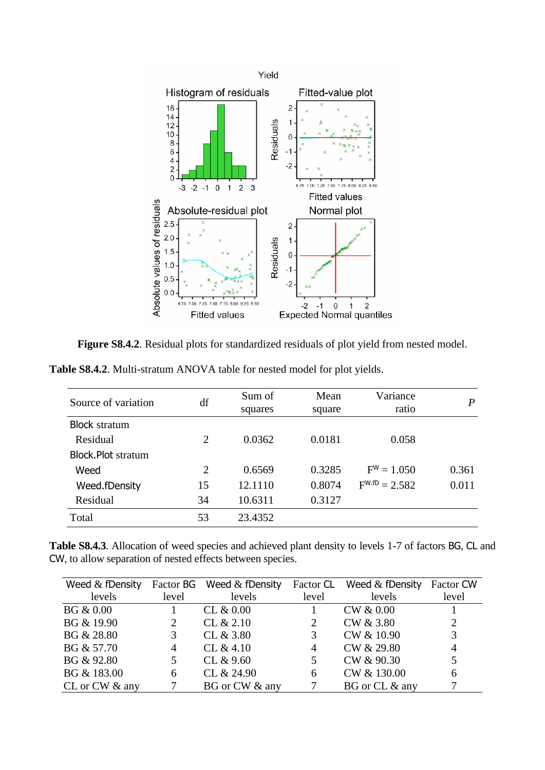**Figure S8.4.2**. Residual plots for standardized residuals of plot yield from nested model.

**Table S8.4.2**. Multi-stratum ANOVA table for nested model for plot yields.

| Source of variation | df | Sum of squares | Mean square | Variance ratio | *P* |
|---|---|---|---|---|---|
| Block stratum | | | | | |
| Residual | 2 | 0.0362 | 0.0181 | 0.058 | |
| Block.Plot stratum | | | | | |
| Weed | 2 | 0.6569 | 0.3285 | $F^{W} = 1.050$ | 0.361 |
| Weed.fDensity | 15 | 12.1110 | 0.8074 | $F^{W.fD} = 2.582$ | 0.011 |
| Residual | 34 | 10.6311 | 0.3127 | | |
| Total | 53 | 23.4352 | | | |

**Table S8.4.3**. Allocation of weed species and achieved plant density to levels 1-7 of factors BG, CL and CW, to allow separation of nested effects between species.

| Weed & fDensity levels | Factor BG level | Weed & fDensity levels | Factor CL level | Weed & fDensity levels | Factor CW level |
|---|---|---|---|---|---|
| BG & 0.00 | 1 | CL & 0.00 | 1 | CW & 0.00 | 1 |
| BG & 19.90 | 2 | CL & 2.10 | 2 | CW & 3.80 | 2 |
| BG & 28.80 | 3 | CL & 3.80 | 3 | CW & 10.90 | 3 |
| BG & 57.70 | 4 | CL & 4.10 | 4 | CW & 29.80 | 4 |
| BG & 92.80 | 5 | CL & 9.60 | 5 | CW & 90.30 | 5 |
| BG & 183.00 | 6 | CL & 24.90 | 6 | CW & 130.00 | 6 |
| CL or CW & any | 7 | BG or CW & any | 7 | BG or CL & any | 7 |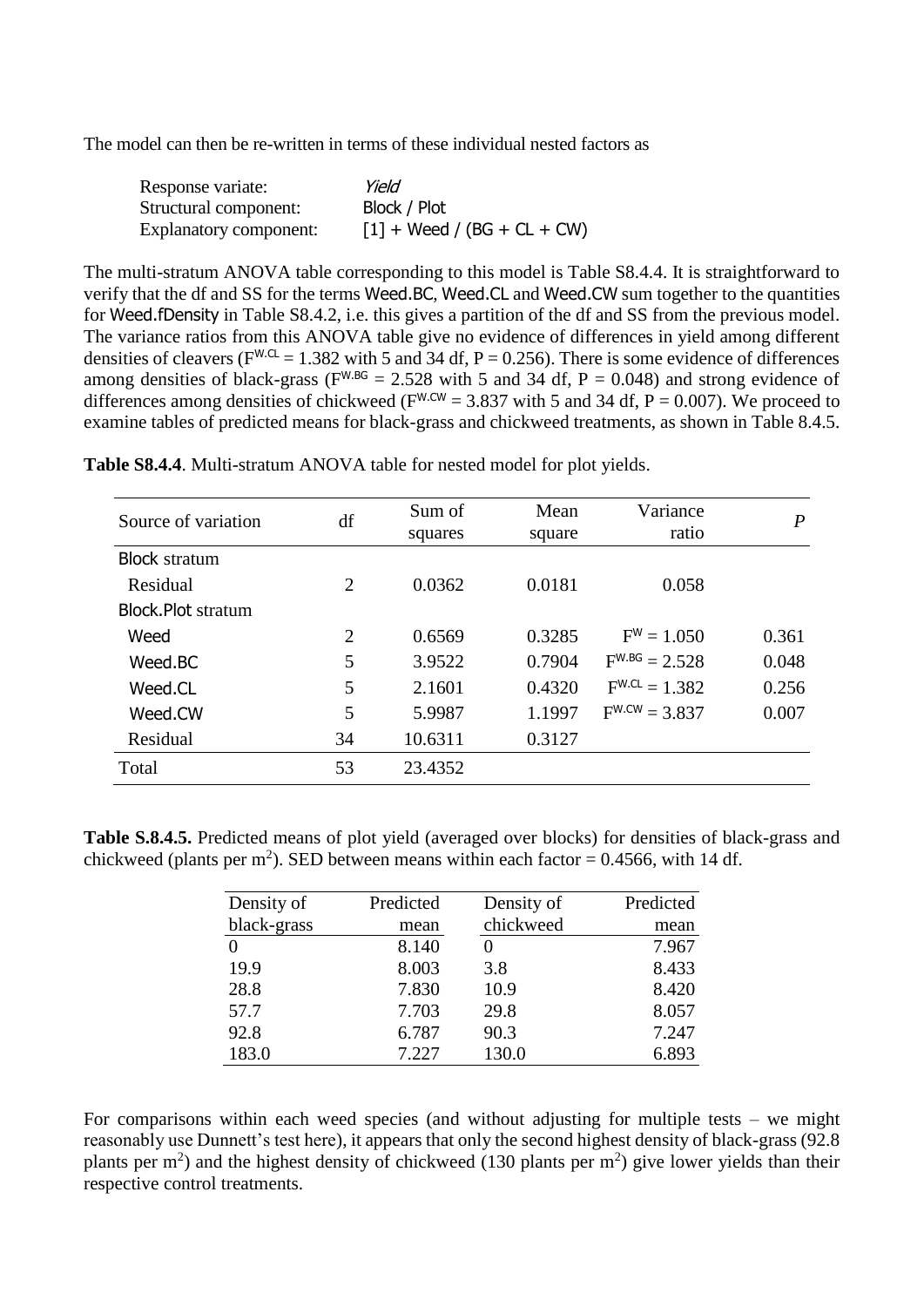The model can then be re-written in terms of these individual nested factors as

| | |
|---|---|
| Response variate: | *Yield* |
| Structural component: | Block / Plot |
| Explanatory component: | [1] + Weed / (BG + CL + CW) |

The multi-stratum ANOVA table corresponding to this model is Table S8.4.4. It is straightforward to verify that the df and SS for the terms Weed.BC, Weed.CL and Weed.CW sum together to the quantities for Weed.fDensity in Table S8.4.2, i.e. this gives a partition of the df and SS from the previous model. The variance ratios from this ANOVA table give no evidence of differences in yield among different densities of cleavers ($F^{W.CL} = 1.382$ with 5 and 34 df, $P = 0.256$). There is some evidence of differences among densities of black-grass ($F^{W.BG} = 2.528$ with 5 and 34 df, $P = 0.048$) and strong evidence of differences among densities of chickweed ($F^{W.CW} = 3.837$ with 5 and 34 df, $P = 0.007$). We proceed to examine tables of predicted means for black-grass and chickweed treatments, as shown in Table 8.4.5.

**Table S8.4.4**. Multi-stratum ANOVA table for nested model for plot yields.

| Source of variation | df | Sum of squares | Mean square | Variance ratio | *P* |
|---|---|---|---|---|---|
| Block stratum | | | | | |
| Residual | 2 | 0.0362 | 0.0181 | 0.058 | |
| Block.Plot stratum | | | | | |
| Weed | 2 | 0.6569 | 0.3285 | $F^{W} = 1.050$ | 0.361 |
| Weed.BC | 5 | 3.9522 | 0.7904 | $F^{W.BG} = 2.528$ | 0.048 |
| Weed.CL | 5 | 2.1601 | 0.4320 | $F^{W.CL} = 1.382$ | 0.256 |
| Weed.CW | 5 | 5.9987 | 1.1997 | $F^{W.CW} = 3.837$ | 0.007 |
| Residual | 34 | 10.6311 | 0.3127 | | |
| Total | 53 | 23.4352 | | | |

**Table S.8.4.5.** Predicted means of plot yield (averaged over blocks) for densities of black-grass and chickweed (plants per $m^2$). SED between means within each factor = 0.4566, with 14 df.

| Density of black-grass | Predicted mean | Density of chickweed | Predicted mean |
|---|---|---|---|
| 0 | 8.140 | 0 | 7.967 |
| 19.9 | 8.003 | 3.8 | 8.433 |
| 28.8 | 7.830 | 10.9 | 8.420 |
| 57.7 | 7.703 | 29.8 | 8.057 |
| 92.8 | 6.787 | 90.3 | 7.247 |
| 183.0 | 7.227 | 130.0 | 6.893 |

For comparisons within each weed species (and without adjusting for multiple tests – we might reasonably use Dunnett's test here), it appears that only the second highest density of black-grass (92.8 plants per $m^2$) and the highest density of chickweed (130 plants per $m^2$) give lower yields than their respective control treatments.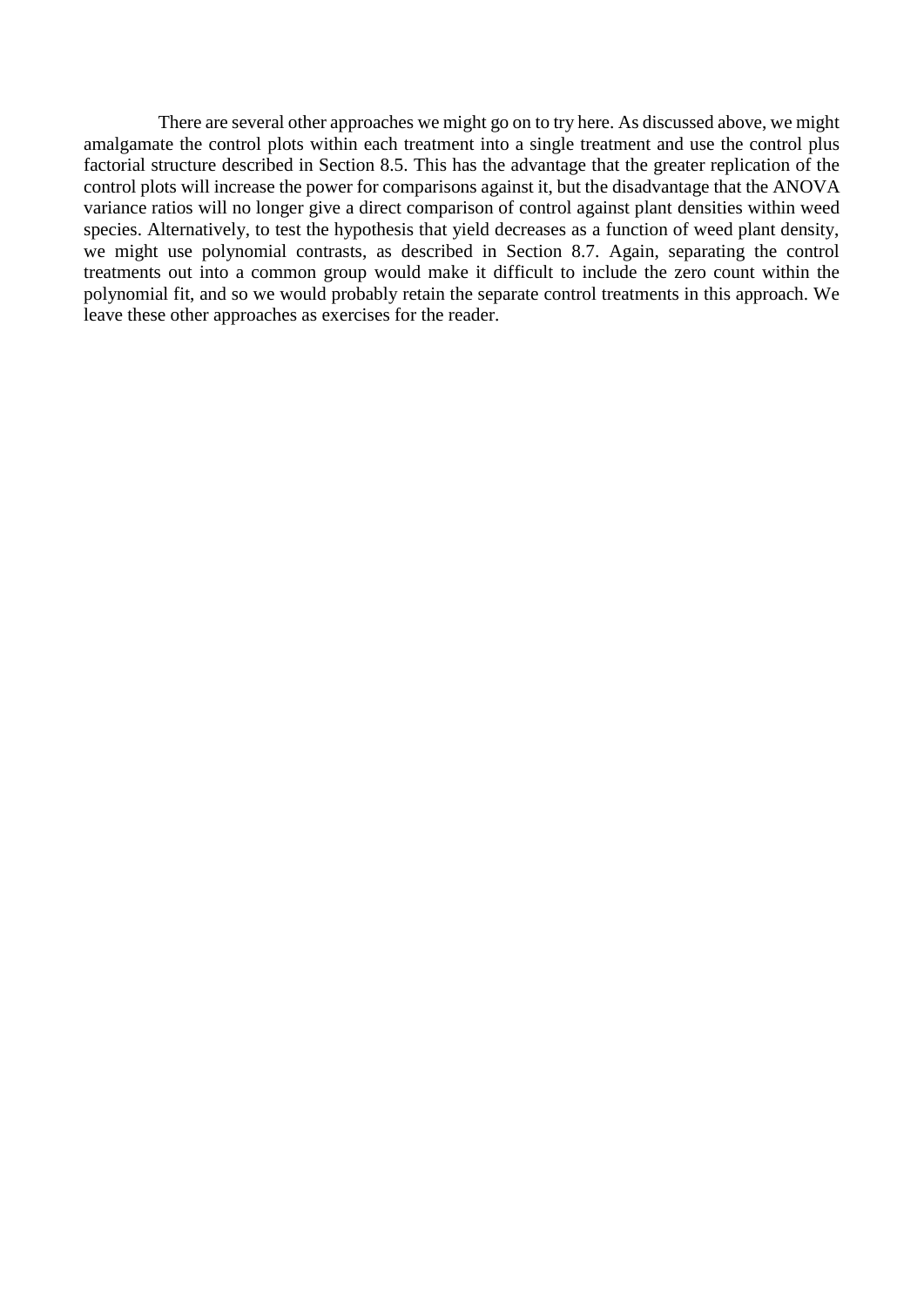There are several other approaches we might go on to try here. As discussed above, we might amalgamate the control plots within each treatment into a single treatment and use the control plus factorial structure described in Section 8.5. This has the advantage that the greater replication of the control plots will increase the power for comparisons against it, but the disadvantage that the ANOVA variance ratios will no longer give a direct comparison of control against plant densities within weed species. Alternatively, to test the hypothesis that yield decreases as a function of weed plant density, we might use polynomial contrasts, as described in Section 8.7. Again, separating the control treatments out into a common group would make it difficult to include the zero count within the polynomial fit, and so we would probably retain the separate control treatments in this approach. We leave these other approaches as exercises for the reader.